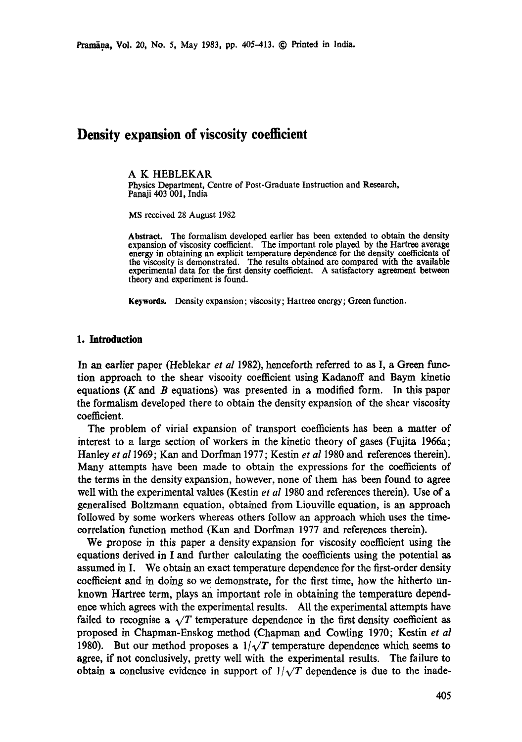# Density expansion of viscosity coefficient

A K HEBLEKAR
Physics Department, Centre of Post-Graduate Instruction and Research, Panaji 403 001, India

MS received 28 August 1982

**Abstract.** The formalism developed earlier has been extended to obtain the density expansion of viscosity coefficient. The important role played by the Hartree average energy in obtaining an explicit temperature dependence for the density coefficients of the viscosity is demonstrated. The results obtained are compared with the available experimental data for the first density coefficient. A satisfactory agreement between theory and experiment is found.

**Keywords.** Density expansion; viscosity; Hartree energy; Green function.

## 1. Introduction

In an earlier paper (Heblekar *et al* 1982), henceforth referred to as I, a Green function approach to the shear viscoity coefficient using Kadanoff and Baym kinetic equations (*K* and *B* equations) was presented in a modified form. In this paper the formalism developed there to obtain the density expansion of the shear viscosity coefficient.

The problem of virial expansion of transport coefficients has been a matter of interest to a large section of workers in the kinetic theory of gases (Fujita 1966a; Hanley *et al* 1969; Kan and Dorfman 1977; Kestin *et al* 1980 and references therein). Many attempts have been made to obtain the expressions for the coefficients of the terms in the density expansion, however, none of them has been found to agree well with the experimental values (Kestin *et al* 1980 and references therein). Use of a generalised Boltzmann equation, obtained from Liouville equation, is an approach followed by some workers whereas others follow an approach which uses the time-correlation function method (Kan and Dorfman 1977 and references therein).

We propose in this paper a density expansion for viscosity coefficient using the equations derived in I and further calculating the coefficients using the potential as assumed in I. We obtain an exact temperature dependence for the first-order density coefficient and in doing so we demonstrate, for the first time, how the hitherto unknown Hartree term, plays an important role in obtaining the temperature dependence which agrees with the experimental results. All the experimental attempts have failed to recognise a $\sqrt{T}$ temperature dependence in the first density coefficient as proposed in Chapman-Enskog method (Chapman and Cowling 1970; Kestin *et al* 1980). But our method proposes a $1/\sqrt{T}$ temperature dependence which seems to agree, if not conclusively, pretty well with the experimental results. The failure to obtain a conclusive evidence in support of $1/\sqrt{T}$ dependence is due to the inade-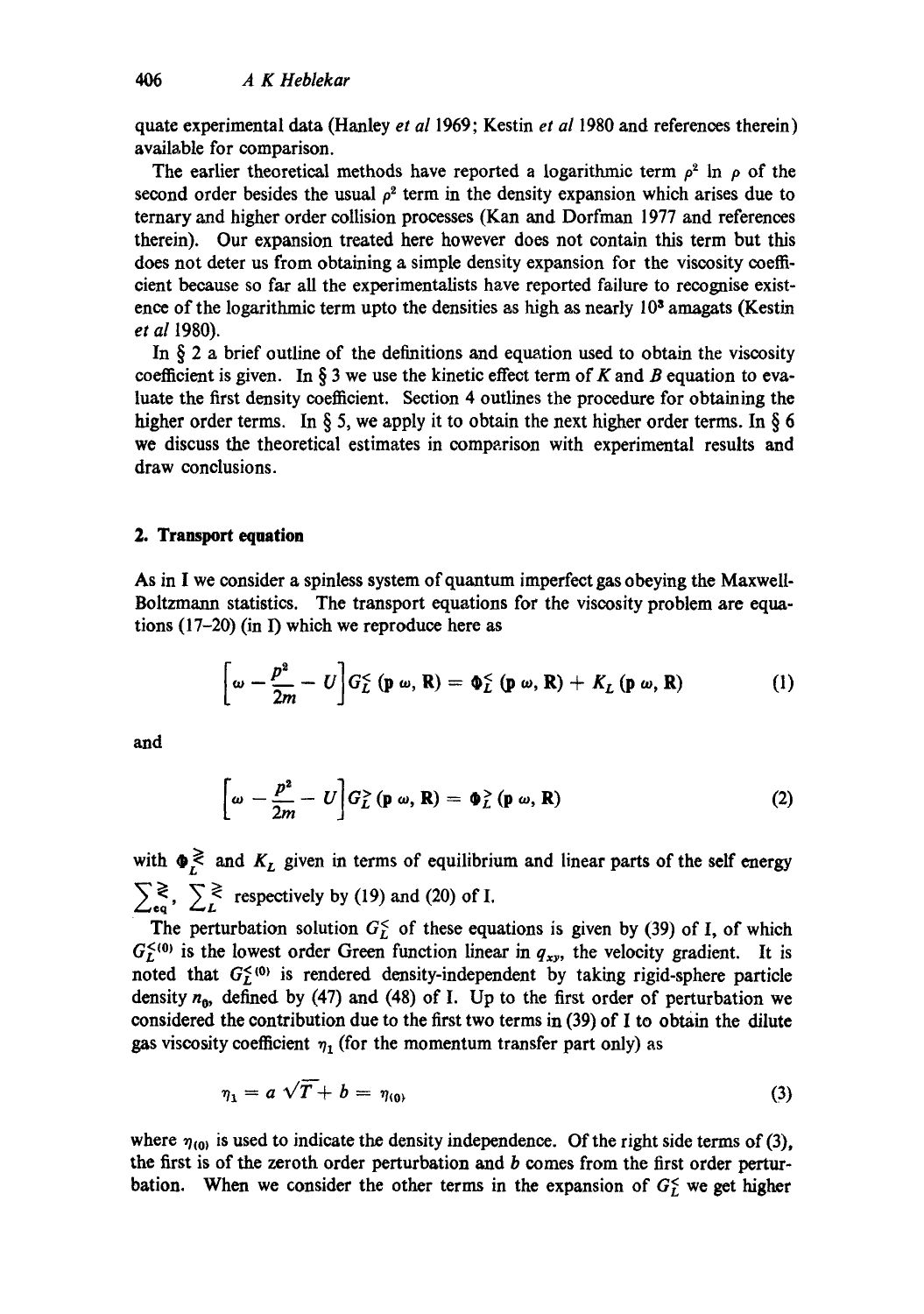quate experimental data (Hanley *et al* 1969; Kestin *et al* 1980 and references therein) available for comparison.

The earlier theoretical methods have reported a logarithmic term $\rho^2 \ln \rho$ of the second order besides the usual $\rho^2$ term in the density expansion which arises due to ternary and higher order collision processes (Kan and Dorfman 1977 and references therein). Our expansion treated here however does not contain this term but this does not deter us from obtaining a simple density expansion for the viscosity coefficient because so far all the experimentalists have reported failure to recognise existence of the logarithmic term upto the densities as high as nearly $10^3$ amagats (Kestin *et al* 1980).

In § 2 a brief outline of the definitions and equation used to obtain the viscosity coefficient is given. In § 3 we use the kinetic effect term of $K$ and $B$ equation to evaluate the first density coefficient. Section 4 outlines the procedure for obtaining the higher order terms. In § 5, we apply it to obtain the next higher order terms. In § 6 we discuss the theoretical estimates in comparison with experimental results and draw conclusions.

## 2. Transport equation

As in I we consider a spinless system of quantum imperfect gas obeying the Maxwell-Boltzmann statistics. The transport equations for the viscosity problem are equations (17–20) (in I) which we reproduce here as

$$\left[\omega - \frac{p^2}{2m} - U\right] G_L^{<}(\mathbf{p}\,\omega, \mathbf{R}) = \Phi_L^{<}(\mathbf{p}\,\omega, \mathbf{R}) + K_L(\mathbf{p}\,\omega, \mathbf{R}) \tag{1}$$

and

$$\left[\omega - \frac{p^2}{2m} - U\right] G_L^{>}(\mathbf{p}\,\omega, \mathbf{R}) = \Phi_L^{>}(\mathbf{p}\,\omega, \mathbf{R}) \tag{2}$$

with $\Phi_L^{\gtrless}$ and $K_L$ given in terms of equilibrium and linear parts of the self energy $\sum_{\text{eq}}^{\gtrless}$, $\sum_L^{\gtrless}$ respectively by (19) and (20) of I.

The perturbation solution $G_L^{<}$ of these equations is given by (39) of I, of which $G_L^{<(0)}$ is the lowest order Green function linear in $q_{xy}$, the velocity gradient. It is noted that $G_L^{<(0)}$ is rendered density-independent by taking rigid-sphere particle density $n_0$, defined by (47) and (48) of I. Up to the first order of perturbation we considered the contribution due to the first two terms in (39) of I to obtain the dilute gas viscosity coefficient $\eta_1$ (for the momentum transfer part only) as

$$\eta_1 = a\sqrt{T} + b = \eta_{(0)} \tag{3}$$

where $\eta_{(0)}$ is used to indicate the density independence. Of the right side terms of (3), the first is of the zeroth order perturbation and $b$ comes from the first order perturbation. When we consider the other terms in the expansion of $G_L^{<}$ we get higher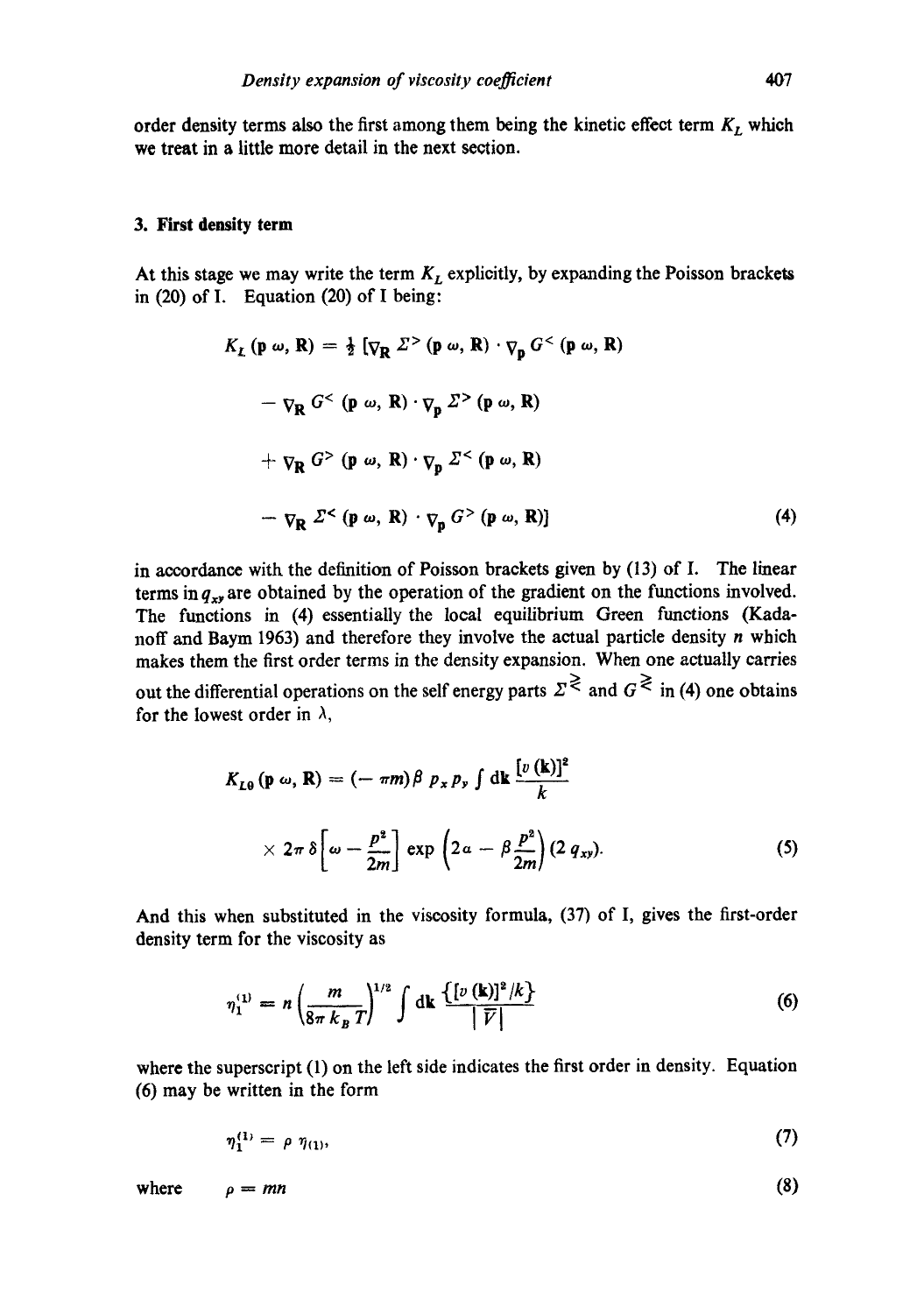order density terms also the first among them being the kinetic effect term $K_L$ which we treat in a little more detail in the next section.

## 3. First density term

At this stage we may write the term $K_L$ explicitly, by expanding the Poisson brackets in (20) of I. Equation (20) of I being:

$$K_L(\mathbf{p}\,\omega, \mathbf{R}) = \tfrac{1}{2}\,[\nabla_{\mathbf{R}}\,\Sigma^{>}(\mathbf{p}\,\omega, \mathbf{R})\cdot\nabla_{\mathbf{p}}\,G^{<}(\mathbf{p}\,\omega, \mathbf{R})$$

$$-\nabla_{\mathbf{R}}\,G^{<}(\mathbf{p}\,\omega, \mathbf{R})\cdot\nabla_{\mathbf{p}}\,\Sigma^{>}(\mathbf{p}\,\omega, \mathbf{R})$$

$$+\nabla_{\mathbf{R}}\,G^{>}(\mathbf{p}\,\omega, \mathbf{R})\cdot\nabla_{\mathbf{p}}\,\Sigma^{<}(\mathbf{p}\,\omega, \mathbf{R})$$

$$-\nabla_{\mathbf{R}}\,\Sigma^{<}(\mathbf{p}\,\omega, \mathbf{R})\cdot\nabla_{\mathbf{p}}\,G^{>}(\mathbf{p}\,\omega, \mathbf{R})] \tag{4}$$

in accordance with the definition of Poisson brackets given by (13) of I. The linear terms in $q_{xy}$ are obtained by the operation of the gradient on the functions involved. The functions in (4) essentially the local equilibrium Green functions (Kadanoff and Baym 1963) and therefore they involve the actual particle density $n$ which makes them the first order terms in the density expansion. When one actually carries out the differential operations on the self energy parts $\Sigma^{\gtrless}$ and $G^{\gtrless}$ in (4) one obtains for the lowest order in $\lambda$,

$$K_{L0}(\mathbf{p}\,\omega, \mathbf{R}) = (-\pi m)\,\beta\, p_x p_y \int d\mathbf{k}\,\frac{[v(\mathbf{k})]^2}{k}$$

$$\times\, 2\pi\,\delta\left[\omega - \frac{p^2}{2m}\right]\exp\left(2\alpha - \beta\frac{p^2}{2m}\right)(2\,q_{xy}). \tag{5}$$

And this when substituted in the viscosity formula, (37) of I, gives the first-order density term for the viscosity as

$$\eta_1^{(1)} = n\left(\frac{m}{8\pi k_B T}\right)^{1/2}\int d\mathbf{k}\,\frac{\{[v(\mathbf{k})]^2/k\}}{|\bar{V}|} \tag{6}$$

where the superscript (1) on the left side indicates the first order in density. Equation (6) may be written in the form

$$\eta_1^{(1)} = \rho\,\eta_{(1)}, \tag{7}$$

where

$$\rho = mn \tag{8}$$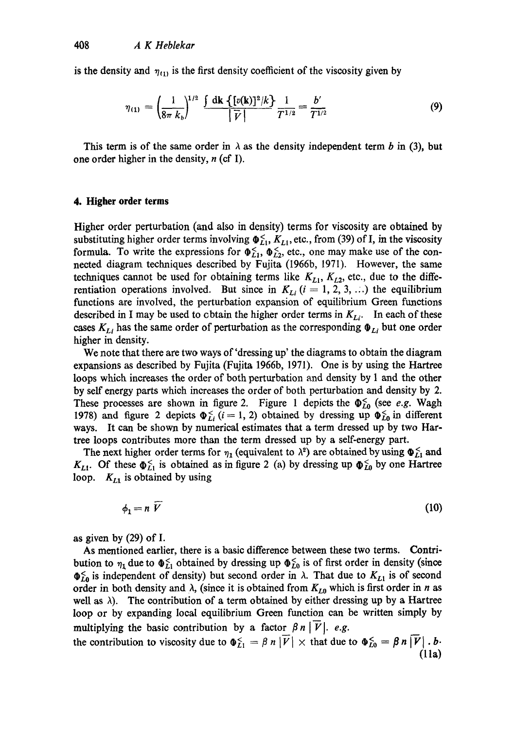is the density and $\eta_{(1)}$ is the first density coefficient of the viscosity given by

$$\eta_{(1)} = \left(\frac{1}{8\pi k_b}\right)^{1/2} \frac{\int \mathrm{d}\mathbf{k} \{[v(\mathbf{k})]^2/k\}}{|\bar{V}|} \frac{1}{T^{1/2}} = \frac{b'}{T^{1/2}} \tag{9}$$

This term is of the same order in $\lambda$ as the density independent term $b$ in (3), but one order higher in the density, $n$ (cf I).

## 4. Higher order terms

Higher order perturbation (and also in density) terms for viscosity are obtained by substituting higher order terms involving $\Phi_{L1}^{<}$, $K_{L1}$, etc., from (39) of I, in the viscosity formula. To write the expressions for $\Phi_{L1}^{<}$, $\Phi_{L2}^{<}$, etc., one may make use of the connected diagram techniques described by Fujita (1966b, 1971). However, the same techniques cannot be used for obtaining terms like $K_{L1}$, $K_{L2}$, etc., due to the differentiation operations involved. But since in $K_{Li}$ ($i = 1, 2, 3, \ldots$) the equilibrium functions are involved, the perturbation expansion of equilibrium Green functions described in I may be used to obtain the higher order terms in $K_{Li}$. In each of these cases $K_{Li}$ has the same order of perturbation as the corresponding $\Phi_{Li}$ but one order higher in density.

We note that there are two ways of 'dressing up' the diagrams to obtain the diagram expansions as described by Fujita (Fujita 1966b, 1971). One is by using the Hartree loops which increases the order of both perturbation and density by 1 and the other by self energy parts which increases the order of both perturbation and density by 2. These processes are shown in figure 2. Figure 1 depicts the $\Phi_{L0}^{<}$ (see *e.g.* Wagh 1978) and figure 2 depicts $\Phi_{Li}^{<}$ ($i = 1, 2$) obtained by dressing up $\Phi_{L0}^{<}$ in different ways. It can be shown by numerical estimates that a term dressed up by two Hartree loops contributes more than the term dressed up by a self-energy part.

The next higher order terms for $\eta_1$ (equivalent to $\lambda^2$) are obtained by using $\Phi_{L1}^{<}$ and $K_{L1}$. Of these $\Phi_{L1}^{<}$ is obtained as in figure 2 (a) by dressing up $\Phi_{L0}^{<}$ by one Hartree loop. $K_{L1}$ is obtained by using

$$\phi_1 = n\,\bar{V} \tag{10}$$

as given by (29) of I.

As mentioned earlier, there is a basic difference between these two terms. Contribution to $\eta_1$ due to $\Phi_{L1}^{<}$ obtained by dressing up $\Phi_{L0}^{<}$ is of first order in density (since $\Phi_{L0}^{<}$ is independent of density) but second order in $\lambda$. That due to $K_{L1}$ is of second order in both density and $\lambda$, (since it is obtained from $K_{L0}$ which is first order in $n$ as well as $\lambda$). The contribution of a term obtained by either dressing up by a Hartree loop or by expanding local equilibrium Green function can be written simply by multiplying the basic contribution by a factor $\beta n\,|\bar{V}|$. *e.g.*

the contribution to viscosity due to $\Phi_{L1}^{<} = \beta n\,|\bar{V}| \times$ that due to $\Phi_{L0}^{<} = \beta n\,|\bar{V}|\,.\,b\cdot$ (11a)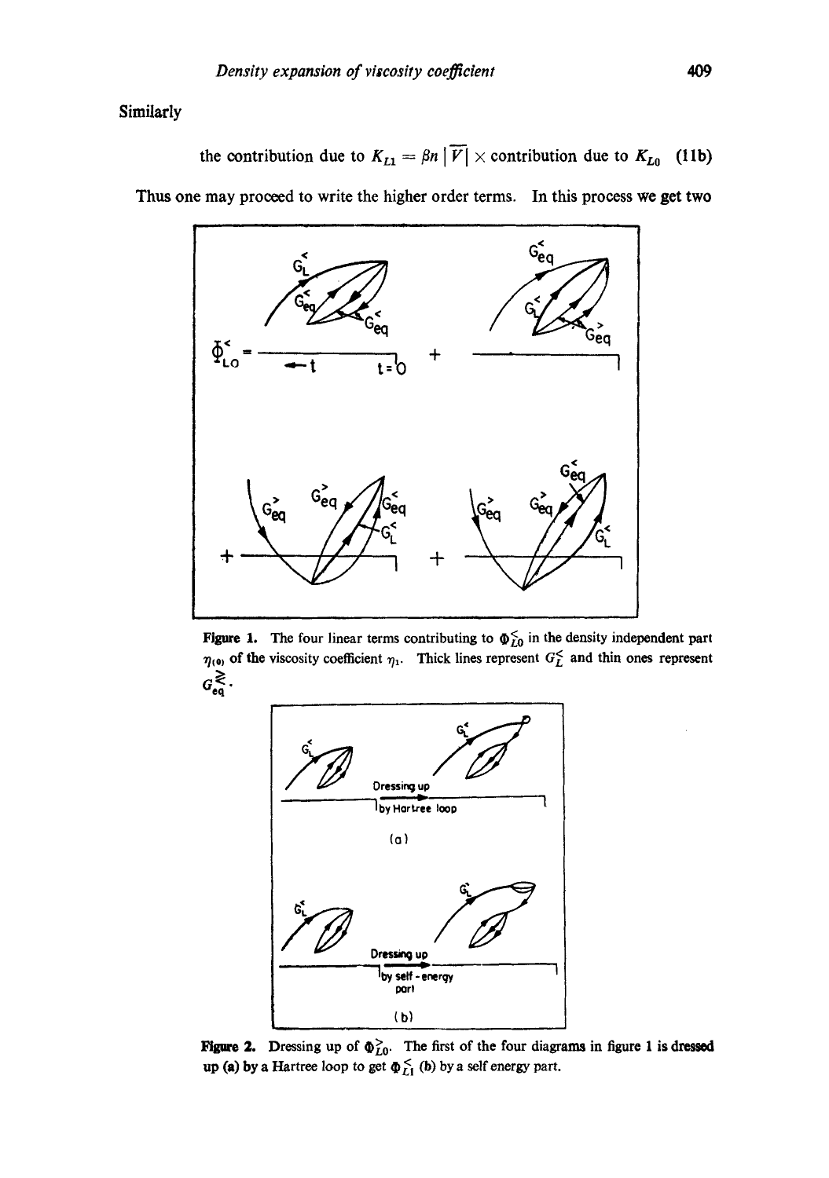Similarly

the contribution due to $K_{L1} = \beta n\,|\overline{V}| \times$ contribution due to $K_{L0}$ (11b)

Thus one may proceed to write the higher order terms. In this process we get two

**Figure 1.** The four linear terms contributing to $\Phi^{<}_{L0}$ in the density independent part $\eta_{(0)}$ of the viscosity coefficient $\eta_1$. Thick lines represent $G^{\lessgtr}_{L}$ and thin ones represent $G^{\gtrless}_{eq}$.

**Figure 2.** Dressing up of $\Phi^{>}_{L0}$. The first of the four diagrams in figure 1 is dressed up (a) by a Hartree loop to get $\Phi^{<}_{L1}$ (b) by a self energy part.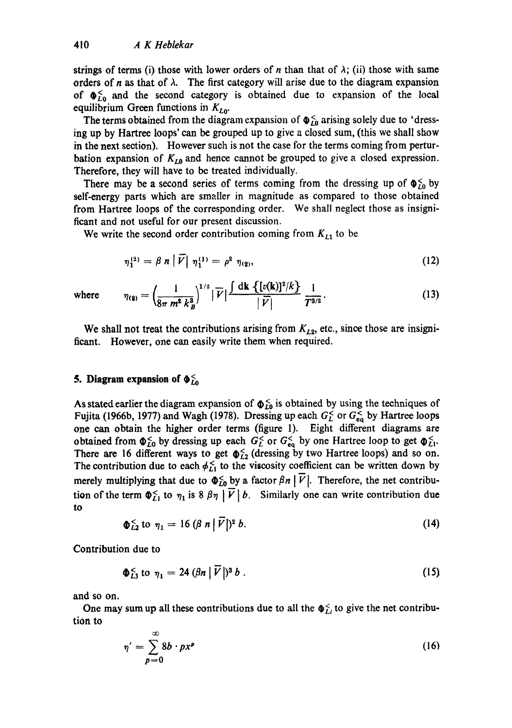strings of terms (i) those with lower orders of $n$ than that of $\lambda$; (ii) those with same orders of $n$ as that of $\lambda$. The first category will arise due to the diagram expansion of $\Phi_{L0}^{<}$ and the second category is obtained due to expansion of the local equilibrium Green functions in $K_{L0}$.

The terms obtained from the diagram expansion of $\Phi_{L0}^{<}$ arising solely due to 'dressing up by Hartree loops' can be grouped up to give a closed sum, (this we shall show in the next section). However such is not the case for the terms coming from perturbation expansion of $K_{L0}$ and hence cannot be grouped to give a closed expression. Therefore, they will have to be treated individually.

There may be a second series of terms coming from the dressing up of $\Phi_{L0}^{<}$ by self-energy parts which are smaller in magnitude as compared to those obtained from Hartree loops of the corresponding order. We shall neglect those as insignificant and not useful for our present discussion.

We write the second order contribution coming from $K_{L1}$ to be

$$\eta_1^{(2)} = \beta\, n\, |\bar{V}|\, \eta_1^{(1)} = \rho^2\, \eta_{(2)}, \tag{12}$$

where
$$\eta_{(2)} = \left(\frac{1}{8\pi\, m^2\, k_B^3}\right)^{1/2} |\bar{V}| \frac{\int d\mathbf{k}\, \{[v(\mathbf{k})]^2/k\}}{|\bar{V}|}\, \frac{1}{T^{3/2}}. \tag{13}$$

We shall not treat the contributions arising from $K_{L2}$, etc., since those are insignificant. However, one can easily write them when required.

## 5. Diagram expansion of $\Phi_{L0}^{<}$

As stated earlier the diagram expansion of $\Phi_{L0}^{<}$ is obtained by using the techniques of Fujita (1966b, 1977) and Wagh (1978). Dressing up each $G_L^{<}$ or $G_{eq}^{<}$ by Hartree loops one can obtain the higher order terms (figure 1). Eight different diagrams are obtained from $\Phi_{L0}^{<}$ by dressing up each $G_L^{<}$ or $G_{eq}^{<}$ by one Hartree loop to get $\Phi_{L1}^{<}$. There are 16 different ways to get $\Phi_{L2}^{<}$ (dressing by two Hartree loops) and so on. The contribution due to each $\phi_{L1}^{<}$ to the viscosity coefficient can be written down by merely multiplying that due to $\Phi_{L0}^{<}$ by a factor $\beta n\, |\bar{V}|$. Therefore, the net contribution of the term $\Phi_{L1}^{<}$ to $\eta_1$ is $8\, \beta\eta\, |\bar{V}|\, b$. Similarly one can write contribution due to

$$\Phi_{L2}^{<} \text{ to } \eta_1 = 16\, (\beta\, n\, |\bar{V}|)^2\, b. \tag{14}$$

Contribution due to

$$\Phi_{L3}^{<} \text{ to } \eta_1 = 24\, (\beta n\, |\bar{V}|)^3\, b\,. \tag{15}$$

and so on.

One may sum up all these contributions due to all the $\Phi_{Li}^{<}$ to give the net contribution to

$$\eta' = \sum_{p=0}^{\infty} 8b \cdot p x^p \tag{16}$$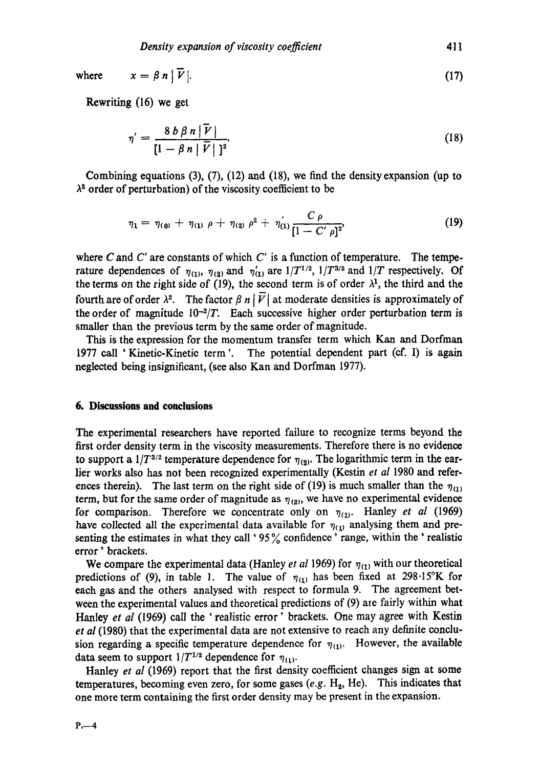where $\quad x = \beta n |\bar{V}|. \quad (17)$

Rewriting (16) we get

$$\eta' = \frac{8 b \beta n |\bar{V}|}{[1 - \beta n |\bar{V}|]^2}. \quad (18)$$

Combining equations (3), (7), (12) and (18), we find the density expansion (up to $\lambda^2$ order of perturbation) of the viscosity coefficient to be

$$\eta_1 = \eta_{(0)} + \eta_{(1)} \rho + \eta_{(2)} \rho^2 + \eta'_{(1)} \frac{C \rho}{[1 - C' \rho]^2}, \quad (19)$$

where $C$ and $C'$ are constants of which $C'$ is a function of temperature. The temperature dependences of $\eta_{(1)}$, $\eta_{(2)}$ and $\eta'_{(1)}$ are $1/T^{1/2}$, $1/T^{3/2}$ and $1/T$ respectively. Of the terms on the right side of (19), the second term is of order $\lambda^1$, the third and the fourth are of order $\lambda^2$. The factor $\beta n |\bar{V}|$ at moderate densities is approximately of the order of magnitude $10^{-2}/T$. Each successive higher order perturbation term is smaller than the previous term by the same order of magnitude.

This is the expression for the momentum transfer term which Kan and Dorfman 1977 call 'Kinetic-Kinetic term'. The potential dependent part (cf. I) is again neglected being insignificant, (see also Kan and Dorfman 1977).

## 6. Discussions and conclusions

The experimental researchers have reported failure to recognize terms beyond the first order density term in the viscosity measurements. Therefore there is no evidence to support a $1/T^{3/2}$ temperature dependence for $\eta_{(2)}$. The logarithmic term in the earlier works also has not been recognized experimentally (Kestin *et al* 1980 and references therein). The last term on the right side of (19) is much smaller than the $\eta_{(1)}$ term, but for the same order of magnitude as $\eta_{(2)}$, we have no experimental evidence for comparison. Therefore we concentrate only on $\eta_{(1)}$. Hanley *et al* (1969) have collected all the experimental data available for $\eta_{(1)}$ analysing them and presenting the estimates in what they call '95% confidence' range, within the 'realistic error' brackets.

We compare the experimental data (Hanley *et al* 1969) for $\eta_{(1)}$ with our theoretical predictions of (9), in table 1. The value of $\eta_{(1)}$ has been fixed at 298·15°K for each gas and the others analysed with respect to formula 9. The agreement between the experimental values and theoretical predictions of (9) are fairly within what Hanley *et al* (1969) call the 'realistic error' brackets. One may agree with Kestin *et al* (1980) that the experimental data are not extensive to reach any definite conclusion regarding a specific temperature dependence for $\eta_{(1)}$. However, the available data seem to support $1/T^{1/2}$ dependence for $\eta_{(1)}$.

Hanley *et al* (1969) report that the first density coefficient changes sign at some temperatures, becoming even zero, for some gases (*e.g.* $H_2$, He). This indicates that one more term containing the first order density may be present in the expansion.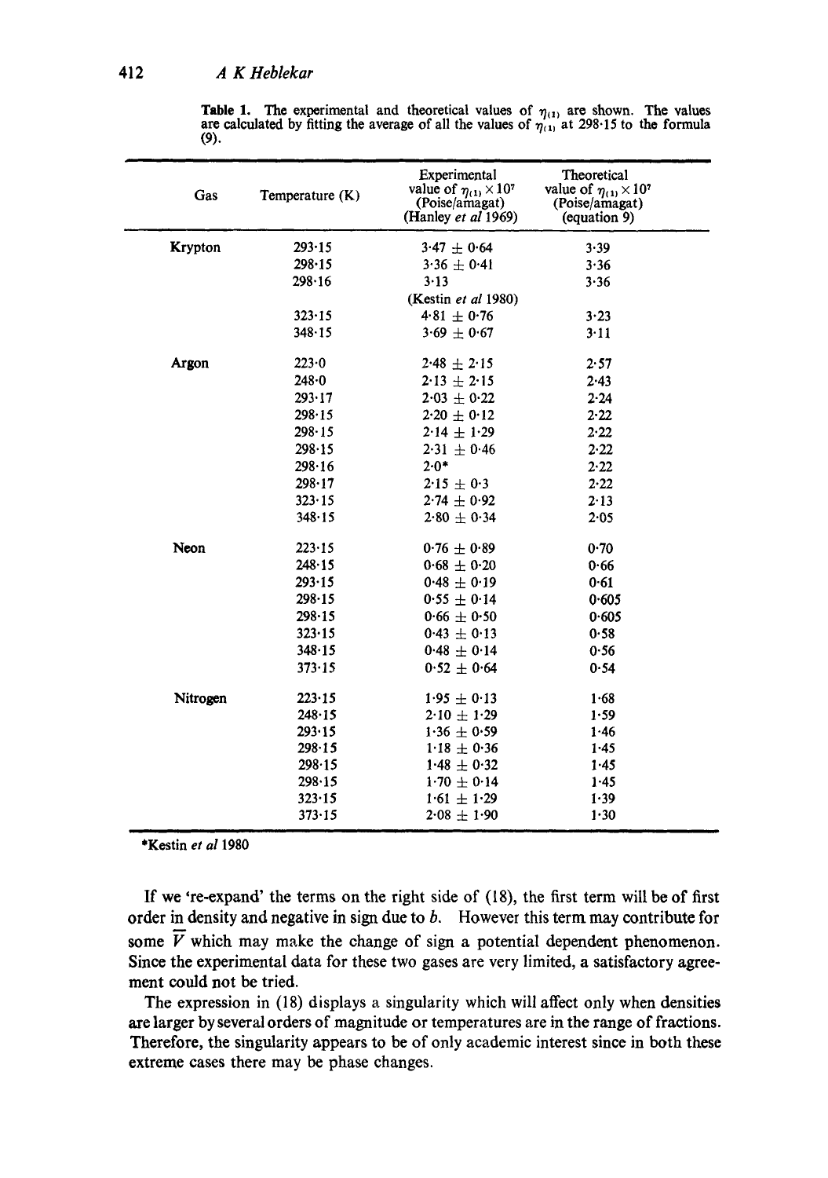**Table 1.** The experimental and theoretical values of $\eta_{(1)}$ are shown. The values are calculated by fitting the average of all the values of $\eta_{(1)}$ at 298·15 to the formula (9).

| Gas | Temperature (K) | Experimental value of $\eta_{(1)} \times 10^7$ (Poise/amagat) (Hanley *et al* 1969) | Theoretical value of $\eta_{(1)} \times 10^7$ (Poise/amagat) (equation 9) |
|---|---|---|---|
| Krypton | 293·15 | 3·47 ± 0·64 | 3·39 |
| | 298·15 | 3·36 ± 0·41 | 3·36 |
| | 298·16 | 3·13 (Kestin *et al* 1980) | 3·36 |
| | 323·15 | 4·81 ± 0·76 | 3·23 |
| | 348·15 | 3·69 ± 0·67 | 3·11 |
| Argon | 223·0 | 2·48 ± 2·15 | 2·57 |
| | 248·0 | 2·13 ± 2·15 | 2·43 |
| | 293·17 | 2·03 ± 0·22 | 2·24 |
| | 298·15 | 2·20 ± 0·12 | 2·22 |
| | 298·15 | 2·14 ± 1·29 | 2·22 |
| | 298·15 | 2·31 ± 0·46 | 2·22 |
| | 298·16 | 2·0* | 2·22 |
| | 298·17 | 2·15 ± 0·3 | 2·22 |
| | 323·15 | 2·74 ± 0·92 | 2·13 |
| | 348·15 | 2·80 ± 0·34 | 2·05 |
| Neon | 223·15 | 0·76 ± 0·89 | 0·70 |
| | 248·15 | 0·68 ± 0·20 | 0·66 |
| | 293·15 | 0·48 ± 0·19 | 0·61 |
| | 298·15 | 0·55 ± 0·14 | 0·605 |
| | 298·15 | 0·66 ± 0·50 | 0·605 |
| | 323·15 | 0·43 ± 0·13 | 0·58 |
| | 348·15 | 0·48 ± 0·14 | 0·56 |
| | 373·15 | 0·52 ± 0·64 | 0·54 |
| Nitrogen | 223·15 | 1·95 ± 0·13 | 1·68 |
| | 248·15 | 2·10 ± 1·29 | 1·59 |
| | 293·15 | 1·36 ± 0·59 | 1·46 |
| | 298·15 | 1·18 ± 0·36 | 1·45 |
| | 298·15 | 1·48 ± 0·32 | 1·45 |
| | 298·15 | 1·70 ± 0·14 | 1·45 |
| | 323·15 | 1·61 ± 1·29 | 1·39 |
| | 373·15 | 2·08 ± 1·90 | 1·30 |

*Kestin *et al* 1980

If we 're-expand' the terms on the right side of (18), the first term will be of first order in density and negative in sign due to $b$. However this term may contribute for some $\overline{V}$ which may make the change of sign a potential dependent phenomenon. Since the experimental data for these two gases are very limited, a satisfactory agreement could not be tried.

The expression in (18) displays a singularity which will affect only when densities are larger by several orders of magnitude or temperatures are in the range of fractions. Therefore, the singularity appears to be of only academic interest since in both these extreme cases there may be phase changes.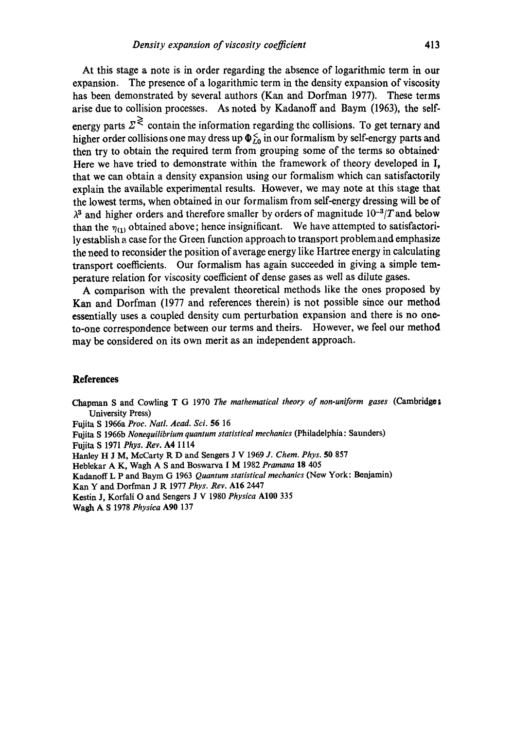At this stage a note is in order regarding the absence of logarithmic term in our expansion. The presence of a logarithmic term in the density expansion of viscosity has been demonstrated by several authors (Kan and Dorfman 1977). These terms arise due to collision processes. As noted by Kadanoff and Baym (1963), the self-energy parts $\Sigma^{\gtrless}$ contain the information regarding the collisions. To get ternary and higher order collisions one may dress up $\Phi^{\lessgtr}_{L0}$ in our formalism by self-energy parts and then try to obtain the required term from grouping some of the terms so obtained. Here we have tried to demonstrate within the framework of theory developed in I, that we can obtain a density expansion using our formalism which can satisfactorily explain the available experimental results. However, we may note at this stage that the lowest terms, when obtained in our formalism from self-energy dressing will be of $\lambda^3$ and higher orders and therefore smaller by orders of magnitude $10^{-3}/T$ and below than the $\eta_{(1)}$ obtained above; hence insignificant. We have attempted to satisfactorily establish a case for the Green function approach to transport problem and emphasize the need to reconsider the position of average energy like Hartree energy in calculating transport coefficients. Our formalism has again succeeded in giving a simple temperature relation for viscosity coefficient of dense gases as well as dilute gases.

A comparison with the prevalent theoretical methods like the ones proposed by Kan and Dorfman (1977 and references therein) is not possible since our method essentially uses a coupled density cum perturbation expansion and there is no one-to-one correspondence between our terms and theirs. However, we feel our method may be considered on its own merit as an independent approach.

## References

Chapman S and Cowling T G 1970 *The mathematical theory of non-uniform gases* (Cambridge: University Press)

Fujita S 1966a *Proc. Natl. Acad. Sci.* **56** 16

Fujita S 1966b *Nonequilibrium quantum statistical mechanics* (Philadelphia: Saunders)

Fujita S 1971 *Phys. Rev.* **A4** 1114

Hanley H J M, McCarty R D and Sengers J V 1969 *J. Chem. Phys.* **50** 857

Heblekar A K, Wagh A S and Boswarva I M 1982 *Pramana* **18** 405

Kadanoff L P and Baym G 1963 *Quantum statistical mechanics* (New York: Benjamin)

Kan Y and Dorfman J R 1977 *Phys. Rev.* **A16** 2447

Kestin J, Korfali O and Sengers J V 1980 *Physica* **A100** 335

Wagh A S 1978 *Physica* **A90** 137